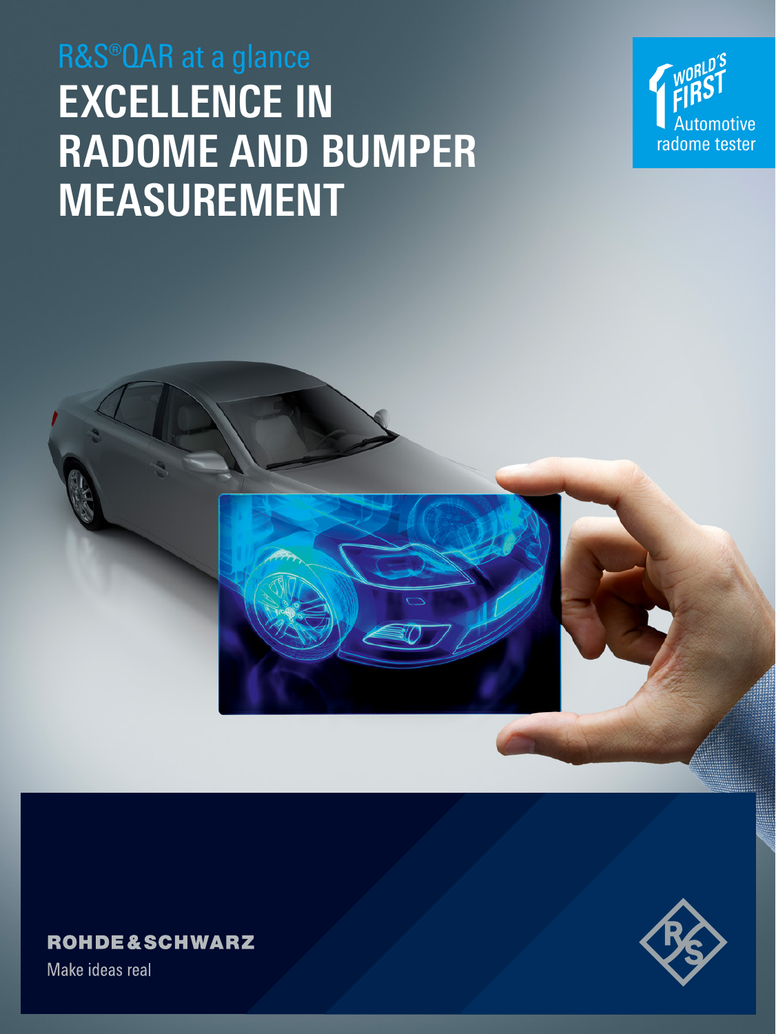R&S®QAR at a glance

# EXCELLENCE IN RADOME AND BUMPER MEASUREMENT

WORLD'S FIRST
Automotive radome tester

ROHDE&SCHWARZ
Make ideas real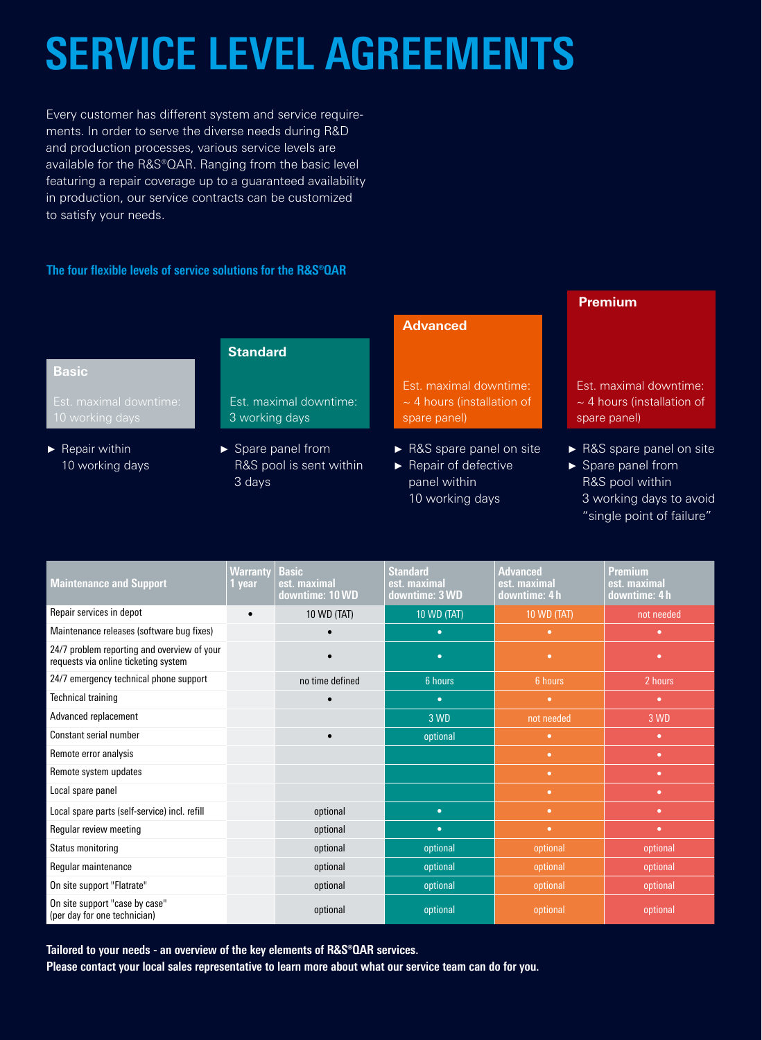# SERVICE LEVEL AGREEMENTS

Every customer has different system and service requirements. In order to serve the diverse needs during R&D and production processes, various service levels are available for the R&S®QAR. Ranging from the basic level featuring a repair coverage up to a guaranteed availability in production, our service contracts can be customized to satisfy your needs.

### The four flexible levels of service solutions for the R&S®QAR

**Basic**

Est. maximal downtime: 10 working days

- Repair within 10 working days

**Standard**

Est. maximal downtime: 3 working days

- Spare panel from R&S pool is sent within 3 days

**Advanced**

Est. maximal downtime: ~ 4 hours (installation of spare panel)

- R&S spare panel on site
- Repair of defective panel within 10 working days

**Premium**

Est. maximal downtime: ~ 4 hours (installation of spare panel)

- R&S spare panel on site
- Spare panel from R&S pool within 3 working days to avoid "single point of failure"

| Maintenance and Support | Warranty 1 year | Basic est. maximal downtime: 10 WD | Standard est. maximal downtime: 3 WD | Advanced est. maximal downtime: 4 h | Premium est. maximal downtime: 4 h |
|---|---|---|---|---|---|
| Repair services in depot | • | 10 WD (TAT) | 10 WD (TAT) | 10 WD (TAT) | not needed |
| Maintenance releases (software bug fixes) | | • | • | • | • |
| 24/7 problem reporting and overview of your requests via online ticketing system | | • | • | • | • |
| 24/7 emergency technical phone support | | no time defined | 6 hours | 6 hours | 2 hours |
| Technical training | | • | • | • | • |
| Advanced replacement | | | 3 WD | not needed | 3 WD |
| Constant serial number | | • | optional | • | • |
| Remote error analysis | | | | • | • |
| Remote system updates | | | | • | • |
| Local spare panel | | | | • | • |
| Local spare parts (self-service) incl. refill | | optional | • | • | • |
| Regular review meeting | | optional | • | • | • |
| Status monitoring | | optional | optional | optional | optional |
| Regular maintenance | | optional | optional | optional | optional |
| On site support "Flatrate" | | optional | optional | optional | optional |
| On site support "case by case" (per day for one technician) | | optional | optional | optional | optional |

**Tailored to your needs - an overview of the key elements of R&S®QAR services.**
**Please contact your local sales representative to learn more about what our service team can do for you.**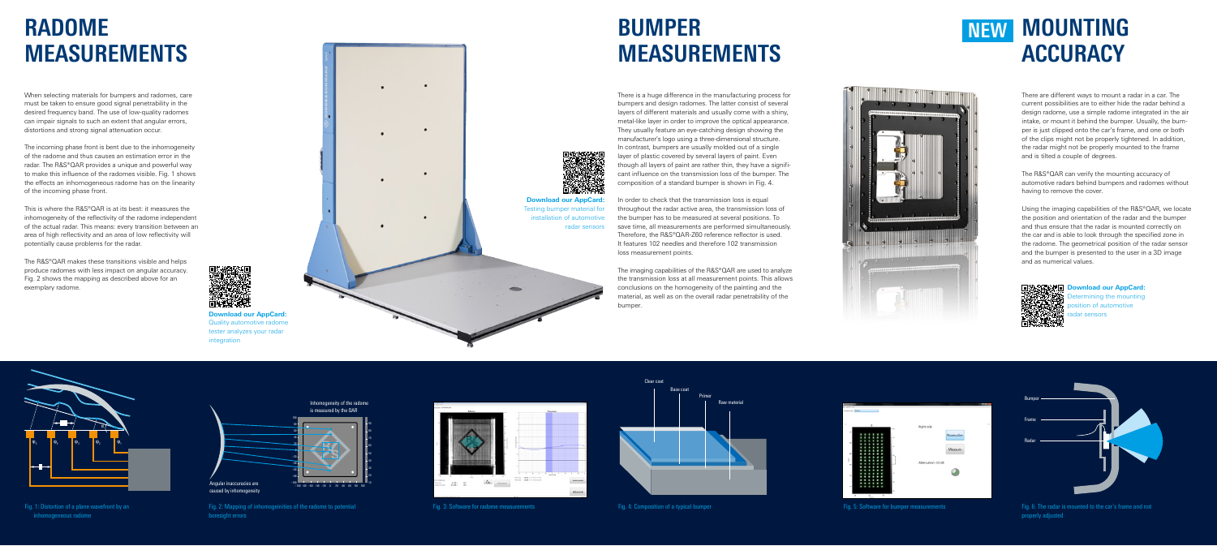# RADOME MEASUREMENTS

When selecting materials for bumpers and radomes, care must be taken to ensure good signal penetrability in the desired frequency band. The use of low-quality radomes can impair signals to such an extent that angular errors, distortions and strong signal attenuation occur.

The incoming phase front is bent due to the inhomogeneity of the radome and thus causes an estimation error in the radar. The R&S®QAR provides a unique and powerful way to make this influence of the radomes visible. Fig. 1 shows the effects an inhomogeneous radome has on the linearity of the incoming phase front.

This is where the R&S®QAR is at its best: it measures the inhomogeneity of the reflectivity of the radome independent of the actual radar. This means: every transition between an area of high reflectivity and an area of low reflectivity will potentially cause problems for the radar.

The R&S®QAR makes these transitions visible and helps produce radomes with less impact on angular accuracy. Fig. 2 shows the mapping as described above for an exemplary radome.

**Download our AppCard:**
Quality automotive radome tester analyzes your radar integration

**Download our AppCard:**
Testing bumper material for installation of automotive radar sensors

# BUMPER MEASUREMENTS

There is a huge difference in the manufacturing process for bumpers and design radomes. The latter consist of several layers of different materials and usually come with a shiny, metal-like layer in order to improve the optical appearance. They usually feature an eye-catching design showing the manufacturer's logo using a three-dimensional structure. In contrast, bumpers are usually molded out of a single layer of plastic covered by several layers of paint. Even though all layers of paint are rather thin, they have a significant influence on the transmission loss of the bumper. The composition of a standard bumper is shown in Fig. 4.

In order to check that the transmission loss is equal throughout the radar active area, the transmission loss of the bumper has to be measured at several positions. To save time, all measurements are performed simultaneously. Therefore, the R&S®QAR-Z60 reference reflector is used. It features 102 needles and therefore 102 transmission loss measurement points.

The imaging capabilities of the R&S®QAR are used to analyze the transmission loss at all measurement points. This allows conclusions on the homogeneity of the painting and the material, as well as on the overall radar penetrability of the bumper.

# NEW MOUNTING ACCURACY

There are different ways to mount a radar in a car. The current possibilities are to either hide the radar behind a design radome, use a simple radome integrated in the air intake, or mount it behind the bumper. Usually, the bumper is just clipped onto the car's frame, and one or both of the clips might not be properly tightened. In addition, the radar might not be properly mounted to the frame and is tilted a couple of degrees.

The R&S®QAR can verify the mounting accuracy of automotive radars behind bumpers and radomes without having to remove the cover.

Using the imaging capabilities of the R&S®QAR, we locate the position and orientation of the radar and the bumper and thus ensure that the radar is mounted correctly on the car and is able to look through the specified zone in the radome. The geometrical position of the radar sensor and the bumper is presented to the user in a 3D image and as numerical values.

**Download our AppCard:**
Determining the mounting position of automotive radar sensors

Fig. 1: Distortion of a plane wavefront by an inhomogeneous radome

Inhomogeneity of the radome is measured by the QAR

Angular inaccuracies are caused by inhomogeneity

Fig. 2: Mapping of inhomogeinities of the radome to potential boresight errors

Fig. 3: Software for radome measurements

Clear coat
Base coat
Primer
Raw material

Fig. 4: Composition of a typical bumper

Fig. 5: Software for bumper measurements

Bumper
Frame
Radar

Fig. 6: The radar is mounted to the car's frame and not properly adjusted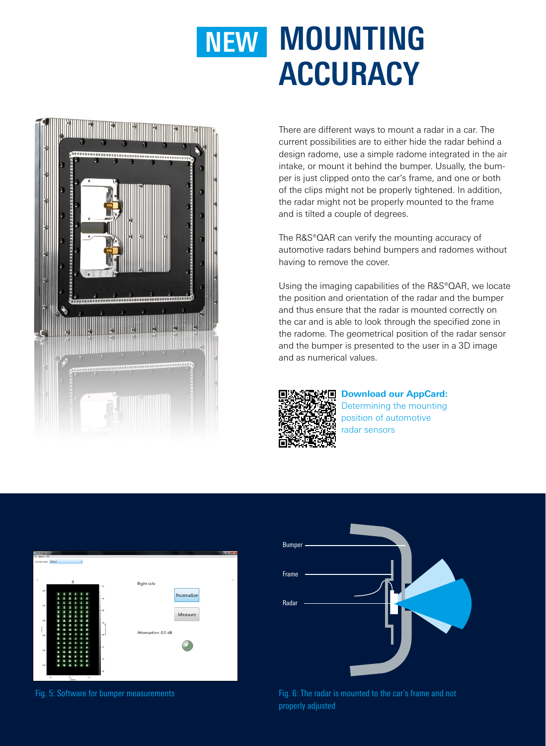# NEW MOUNTING ACCURACY

There are different ways to mount a radar in a car. The current possibilities are to either hide the radar behind a design radome, use a simple radome integrated in the air intake, or mount it behind the bumper. Usually, the bumper is just clipped onto the car's frame, and one or both of the clips might not be properly tightened. In addition, the radar might not be properly mounted to the frame and is tilted a couple of degrees.

The R&S®QAR can verify the mounting accuracy of automotive radars behind bumpers and radomes without having to remove the cover.

Using the imaging capabilities of the R&S®QAR, we locate the position and orientation of the radar and the bumper and thus ensure that the radar is mounted correctly on the car and is able to look through the specified zone in the radome. The geometrical position of the radar sensor and the bumper is presented to the user in a 3D image and as numerical values.

**Download our AppCard:**
Determining the mounting position of automotive radar sensors

Fig. 5: Software for bumper measurements

Bumper
Frame
Radar

Fig. 6: The radar is mounted to the car's frame and not properly adjusted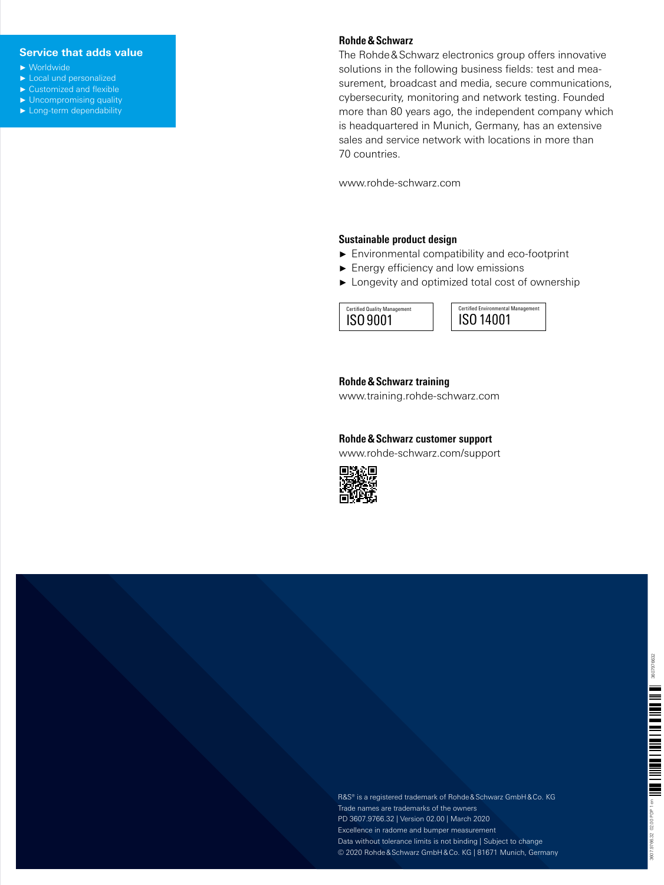## Service that adds value

- Worldwide
- Local und personalized
- Customized and flexible
- Uncompromising quality
- Long-term dependability

## Rohde & Schwarz

The Rohde & Schwarz electronics group offers innovative solutions in the following business fields: test and measurement, broadcast and media, secure communications, cybersecurity, monitoring and network testing. Founded more than 80 years ago, the independent company which is headquartered in Munich, Germany, has an extensive sales and service network with locations in more than 70 countries.

www.rohde-schwarz.com

## Sustainable product design

- Environmental compatibility and eco-footprint
- Energy efficiency and low emissions
- Longevity and optimized total cost of ownership

Certified Quality Management
ISO 9001

Certified Environmental Management
ISO 14001

## Rohde & Schwarz training

www.training.rohde-schwarz.com

## Rohde & Schwarz customer support

www.rohde-schwarz.com/support

R&S® is a registered trademark of Rohde & Schwarz GmbH & Co. KG
Trade names are trademarks of the owners
PD 3607.9766.32 | Version 02.00 | March 2020
Excellence in radome and bumper measurement
Data without tolerance limits is not binding | Subject to change
© 2020 Rohde & Schwarz GmbH & Co. KG | 81671 Munich, Germany

3607.9766.32 02.00 PDP 1 en